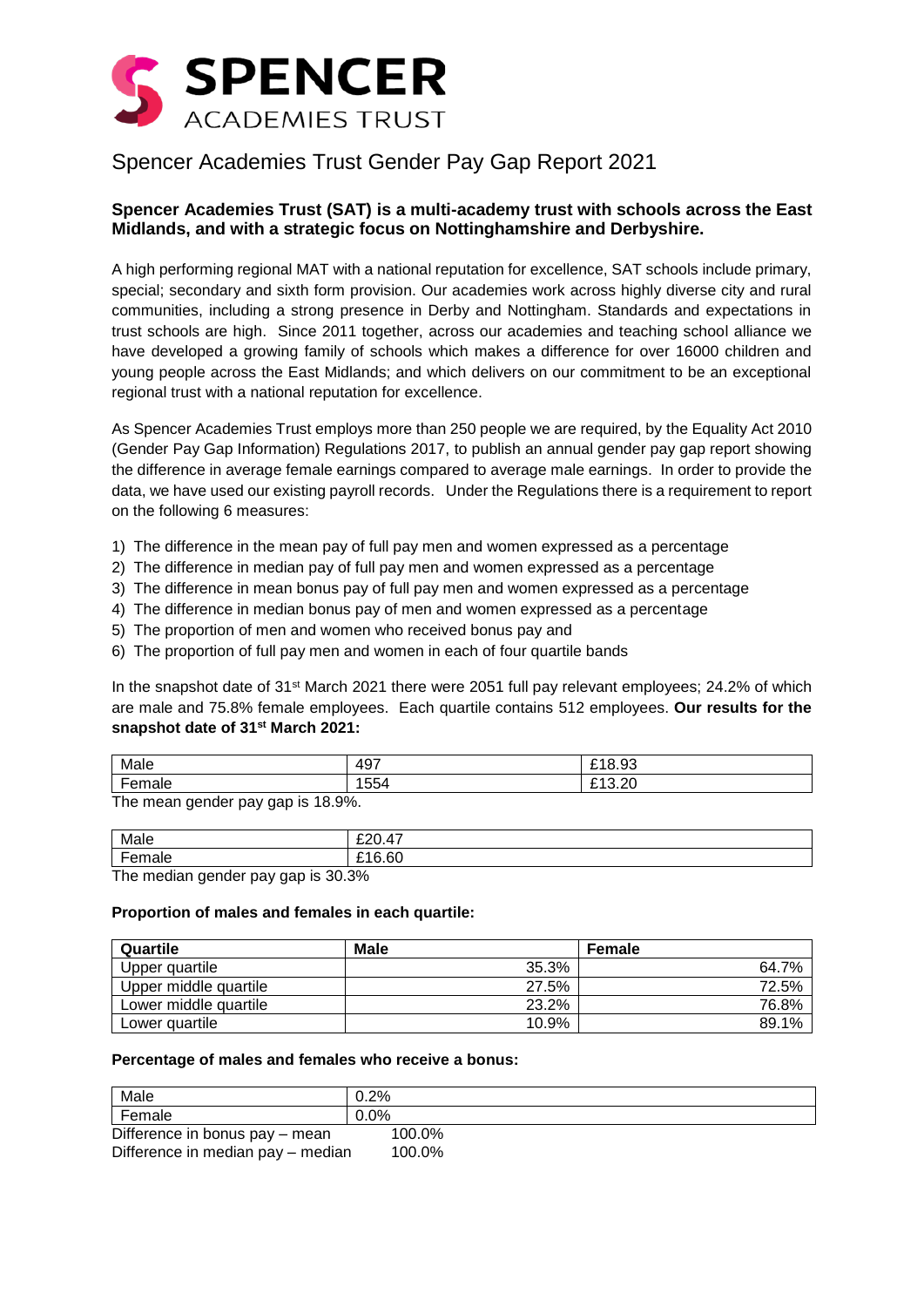# Spencer Academies Trust Gender Pay Gap Report 2021

**Spencer Academies Trust (SAT) is a multi-academy trust with schools across the East Midlands, and with a strategic focus on Nottinghamshire and Derbyshire.**

A high performing regional MAT with a national reputation for excellence, SAT schools include primary, special; secondary and sixth form provision. Our academies work across highly diverse city and rural communities, including a strong presence in Derby and Nottingham. Standards and expectations in trust schools are high. Since 2011 together, across our academies and teaching school alliance we have developed a growing family of schools which makes a difference for over 16000 children and young people across the East Midlands; and which delivers on our commitment to be an exceptional regional trust with a national reputation for excellence.

As Spencer Academies Trust employs more than 250 people we are required, by the Equality Act 2010 (Gender Pay Gap Information) Regulations 2017, to publish an annual gender pay gap report showing the difference in average female earnings compared to average male earnings. In order to provide the data, we have used our existing payroll records. Under the Regulations there is a requirement to report on the following 6 measures:

1) The difference in the mean pay of full pay men and women expressed as a percentage
2) The difference in median pay of full pay men and women expressed as a percentage
3) The difference in mean bonus pay of full pay men and women expressed as a percentage
4) The difference in median bonus pay of men and women expressed as a percentage
5) The proportion of men and women who received bonus pay and
6) The proportion of full pay men and women in each of four quartile bands

In the snapshot date of 31st March 2021 there were 2051 full pay relevant employees; 24.2% of which are male and 75.8% female employees. Each quartile contains 512 employees. **Our results for the snapshot date of 31st March 2021:**

| Male | 497 | £18.93 |
|---|---|---|
| Female | 1554 | £13.20 |

The mean gender pay gap is 18.9%.

| Male | £20.47 |
|---|---|
| Female | £16.60 |

The median gender pay gap is 30.3%

**Proportion of males and females in each quartile:**

| Quartile | Male | Female |
|---|---|---|
| Upper quartile | 35.3% | 64.7% |
| Upper middle quartile | 27.5% | 72.5% |
| Lower middle quartile | 23.2% | 76.8% |
| Lower quartile | 10.9% | 89.1% |

**Percentage of males and females who receive a bonus:**

| Male | 0.2% |
|---|---|
| Female | 0.0% |

Difference in bonus pay – mean 100.0%

Difference in median pay – median 100.0%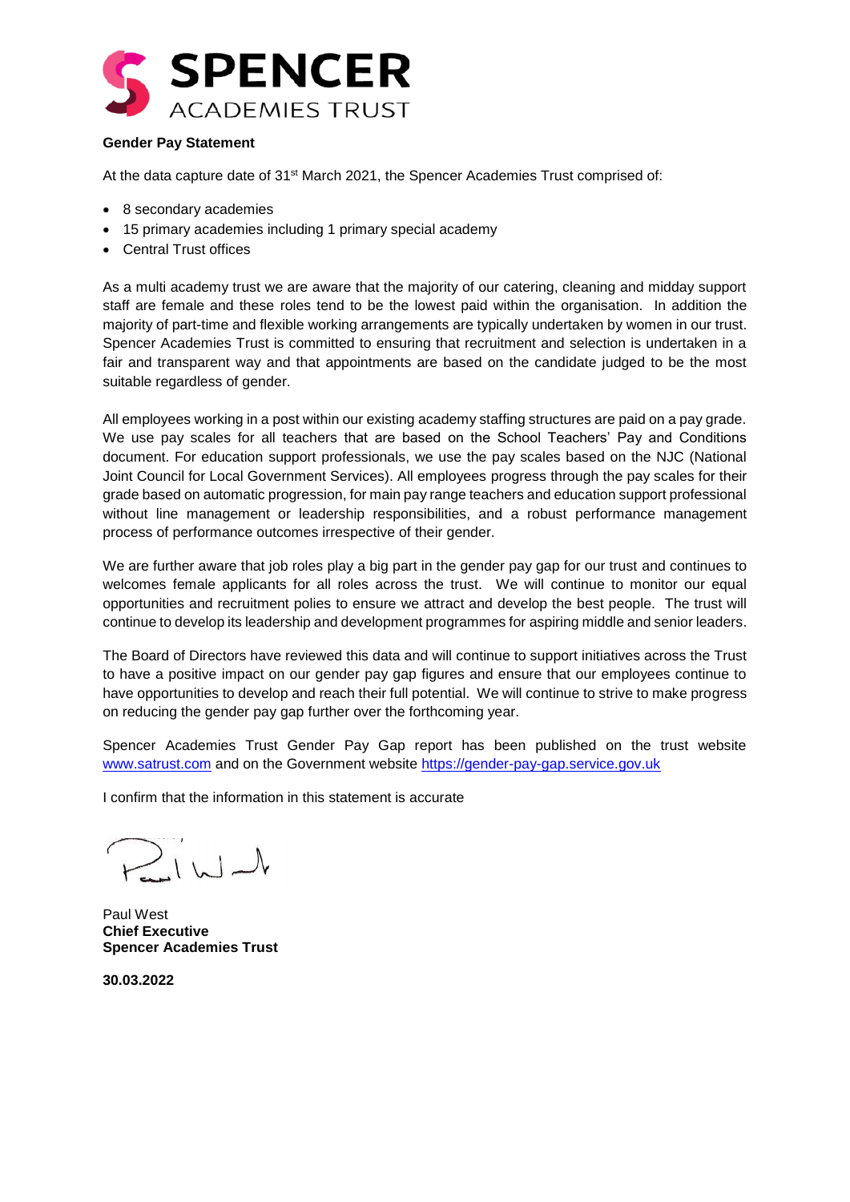SPENCER
ACADEMIES TRUST

**Gender Pay Statement**

At the data capture date of 31st March 2021, the Spencer Academies Trust comprised of:

- 8 secondary academies
- 15 primary academies including 1 primary special academy
- Central Trust offices

As a multi academy trust we are aware that the majority of our catering, cleaning and midday support staff are female and these roles tend to be the lowest paid within the organisation. In addition the majority of part-time and flexible working arrangements are typically undertaken by women in our trust. Spencer Academies Trust is committed to ensuring that recruitment and selection is undertaken in a fair and transparent way and that appointments are based on the candidate judged to be the most suitable regardless of gender.

All employees working in a post within our existing academy staffing structures are paid on a pay grade. We use pay scales for all teachers that are based on the School Teachers' Pay and Conditions document. For education support professionals, we use the pay scales based on the NJC (National Joint Council for Local Government Services). All employees progress through the pay scales for their grade based on automatic progression, for main pay range teachers and education support professional without line management or leadership responsibilities, and a robust performance management process of performance outcomes irrespective of their gender.

We are further aware that job roles play a big part in the gender pay gap for our trust and continues to welcomes female applicants for all roles across the trust. We will continue to monitor our equal opportunities and recruitment polies to ensure we attract and develop the best people. The trust will continue to develop its leadership and development programmes for aspiring middle and senior leaders.

The Board of Directors have reviewed this data and will continue to support initiatives across the Trust to have a positive impact on our gender pay gap figures and ensure that our employees continue to have opportunities to develop and reach their full potential. We will continue to strive to make progress on reducing the gender pay gap further over the forthcoming year.

Spencer Academies Trust Gender Pay Gap report has been published on the trust website [www.satrust.com](http://www.satrust.com) and on the Government website [https://gender-pay-gap.service.gov.uk](https://gender-pay-gap.service.gov.uk)

I confirm that the information in this statement is accurate

Paul West
**Chief Executive**
**Spencer Academies Trust**

**30.03.2022**